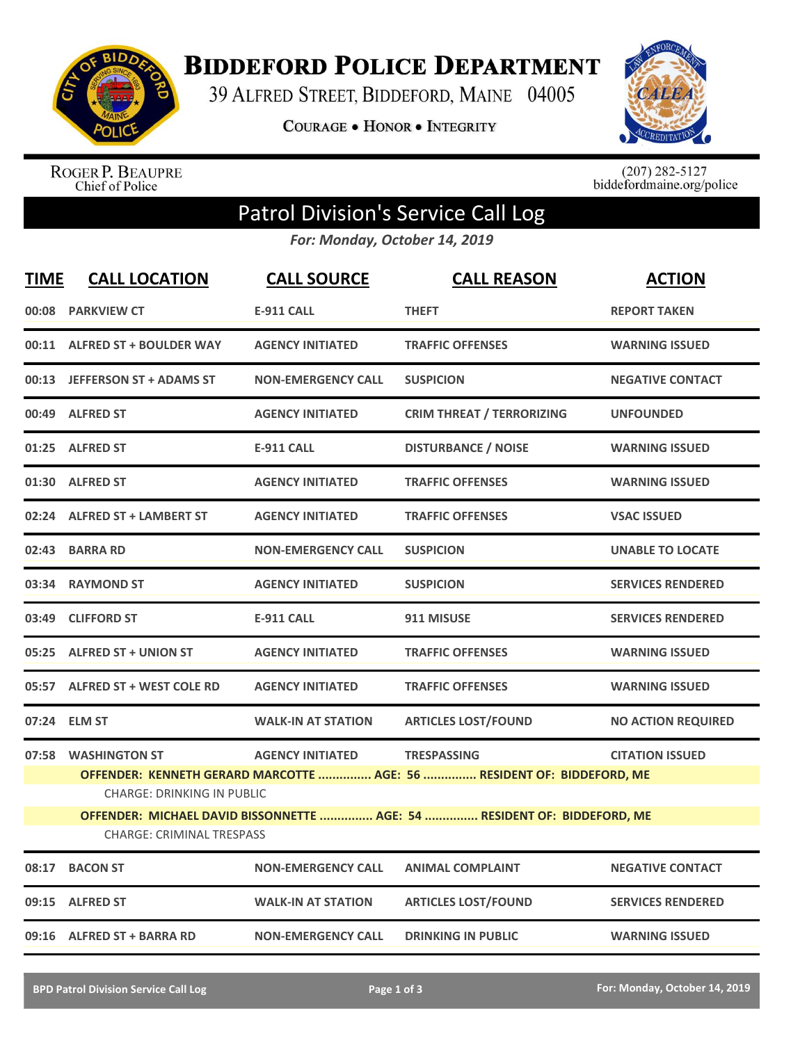# Biddeford Police Department

39 Alfred Street, Biddeford, Maine 04005

Courage • Honor • Integrity

Roger P. Beaupre
Chief of Police

(207) 282-5127
biddefordmaine.org/police

## Patrol Division's Service Call Log

*For: Monday, October 14, 2019*

| TIME | CALL LOCATION | CALL SOURCE | CALL REASON | ACTION |
|---|---|---|---|---|
| 00:08 | PARKVIEW CT | E-911 CALL | THEFT | REPORT TAKEN |
| 00:11 | ALFRED ST + BOULDER WAY | AGENCY INITIATED | TRAFFIC OFFENSES | WARNING ISSUED |
| 00:13 | JEFFERSON ST + ADAMS ST | NON-EMERGENCY CALL | SUSPICION | NEGATIVE CONTACT |
| 00:49 | ALFRED ST | AGENCY INITIATED | CRIM THREAT / TERRORIZING | UNFOUNDED |
| 01:25 | ALFRED ST | E-911 CALL | DISTURBANCE / NOISE | WARNING ISSUED |
| 01:30 | ALFRED ST | AGENCY INITIATED | TRAFFIC OFFENSES | WARNING ISSUED |
| 02:24 | ALFRED ST + LAMBERT ST | AGENCY INITIATED | TRAFFIC OFFENSES | VSAC ISSUED |
| 02:43 | BARRA RD | NON-EMERGENCY CALL | SUSPICION | UNABLE TO LOCATE |
| 03:34 | RAYMOND ST | AGENCY INITIATED | SUSPICION | SERVICES RENDERED |
| 03:49 | CLIFFORD ST | E-911 CALL | 911 MISUSE | SERVICES RENDERED |
| 05:25 | ALFRED ST + UNION ST | AGENCY INITIATED | TRAFFIC OFFENSES | WARNING ISSUED |
| 05:57 | ALFRED ST + WEST COLE RD | AGENCY INITIATED | TRAFFIC OFFENSES | WARNING ISSUED |
| 07:24 | ELM ST | WALK-IN AT STATION | ARTICLES LOST/FOUND | NO ACTION REQUIRED |
| 07:58 | WASHINGTON ST | AGENCY INITIATED | TRESPASSING | CITATION ISSUED |

**OFFENDER: KENNETH GERARD MARCOTTE ............... AGE: 56 ............... RESIDENT OF: BIDDEFORD, ME**

CHARGE: DRINKING IN PUBLIC

**OFFENDER: MICHAEL DAVID BISSONNETTE ............... AGE: 54 ............... RESIDENT OF: BIDDEFORD, ME**

CHARGE: CRIMINAL TRESPASS

| TIME | CALL LOCATION | CALL SOURCE | CALL REASON | ACTION |
|---|---|---|---|---|
| 08:17 | BACON ST | NON-EMERGENCY CALL | ANIMAL COMPLAINT | NEGATIVE CONTACT |
| 09:15 | ALFRED ST | WALK-IN AT STATION | ARTICLES LOST/FOUND | SERVICES RENDERED |
| 09:16 | ALFRED ST + BARRA RD | NON-EMERGENCY CALL | DRINKING IN PUBLIC | WARNING ISSUED |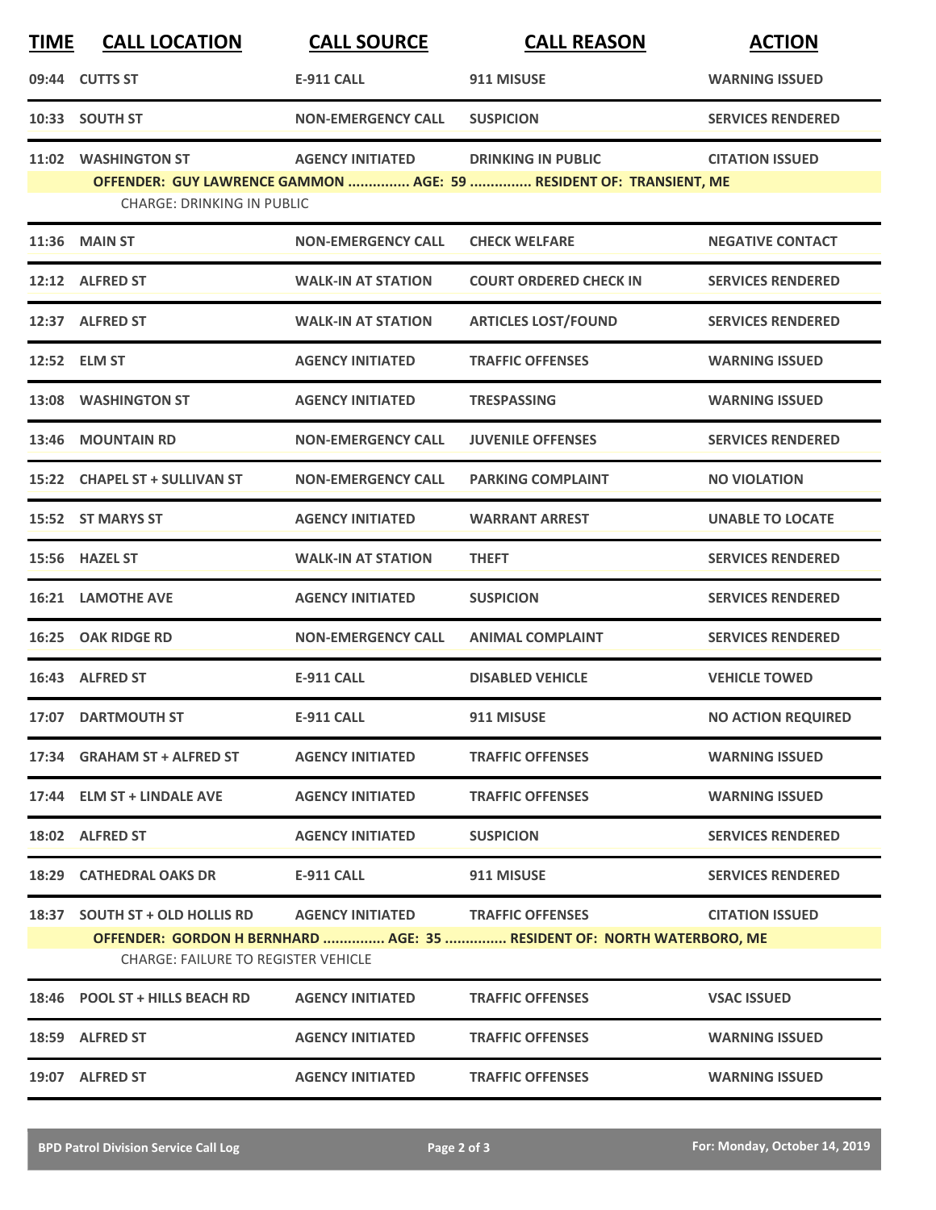| TIME | CALL LOCATION | CALL SOURCE | CALL REASON | ACTION |
|---|---|---|---|---|
| 09:44 | CUTTS ST | E-911 CALL | 911 MISUSE | WARNING ISSUED |
| 10:33 | SOUTH ST | NON-EMERGENCY CALL | SUSPICION | SERVICES RENDERED |
| 11:02 | WASHINGTON ST | AGENCY INITIATED | DRINKING IN PUBLIC | CITATION ISSUED |
| | **OFFENDER: GUY LAWRENCE GAMMON ............... AGE: 59 ............... RESIDENT OF: TRANSIENT, ME** | | | |
| | CHARGE: DRINKING IN PUBLIC | | | |
| 11:36 | MAIN ST | NON-EMERGENCY CALL | CHECK WELFARE | NEGATIVE CONTACT |
| 12:12 | ALFRED ST | WALK-IN AT STATION | COURT ORDERED CHECK IN | SERVICES RENDERED |
| 12:37 | ALFRED ST | WALK-IN AT STATION | ARTICLES LOST/FOUND | SERVICES RENDERED |
| 12:52 | ELM ST | AGENCY INITIATED | TRAFFIC OFFENSES | WARNING ISSUED |
| 13:08 | WASHINGTON ST | AGENCY INITIATED | TRESPASSING | WARNING ISSUED |
| 13:46 | MOUNTAIN RD | NON-EMERGENCY CALL | JUVENILE OFFENSES | SERVICES RENDERED |
| 15:22 | CHAPEL ST + SULLIVAN ST | NON-EMERGENCY CALL | PARKING COMPLAINT | NO VIOLATION |
| 15:52 | ST MARYS ST | AGENCY INITIATED | WARRANT ARREST | UNABLE TO LOCATE |
| 15:56 | HAZEL ST | WALK-IN AT STATION | THEFT | SERVICES RENDERED |
| 16:21 | LAMOTHE AVE | AGENCY INITIATED | SUSPICION | SERVICES RENDERED |
| 16:25 | OAK RIDGE RD | NON-EMERGENCY CALL | ANIMAL COMPLAINT | SERVICES RENDERED |
| 16:43 | ALFRED ST | E-911 CALL | DISABLED VEHICLE | VEHICLE TOWED |
| 17:07 | DARTMOUTH ST | E-911 CALL | 911 MISUSE | NO ACTION REQUIRED |
| 17:34 | GRAHAM ST + ALFRED ST | AGENCY INITIATED | TRAFFIC OFFENSES | WARNING ISSUED |
| 17:44 | ELM ST + LINDALE AVE | AGENCY INITIATED | TRAFFIC OFFENSES | WARNING ISSUED |
| 18:02 | ALFRED ST | AGENCY INITIATED | SUSPICION | SERVICES RENDERED |
| 18:29 | CATHEDRAL OAKS DR | E-911 CALL | 911 MISUSE | SERVICES RENDERED |
| 18:37 | SOUTH ST + OLD HOLLIS RD | AGENCY INITIATED | TRAFFIC OFFENSES | CITATION ISSUED |
| | **OFFENDER: GORDON H BERNHARD ............... AGE: 35 ............... RESIDENT OF: NORTH WATERBORO, ME** | | | |
| | CHARGE: FAILURE TO REGISTER VEHICLE | | | |
| 18:46 | POOL ST + HILLS BEACH RD | AGENCY INITIATED | TRAFFIC OFFENSES | VSAC ISSUED |
| 18:59 | ALFRED ST | AGENCY INITIATED | TRAFFIC OFFENSES | WARNING ISSUED |
| 19:07 | ALFRED ST | AGENCY INITIATED | TRAFFIC OFFENSES | WARNING ISSUED |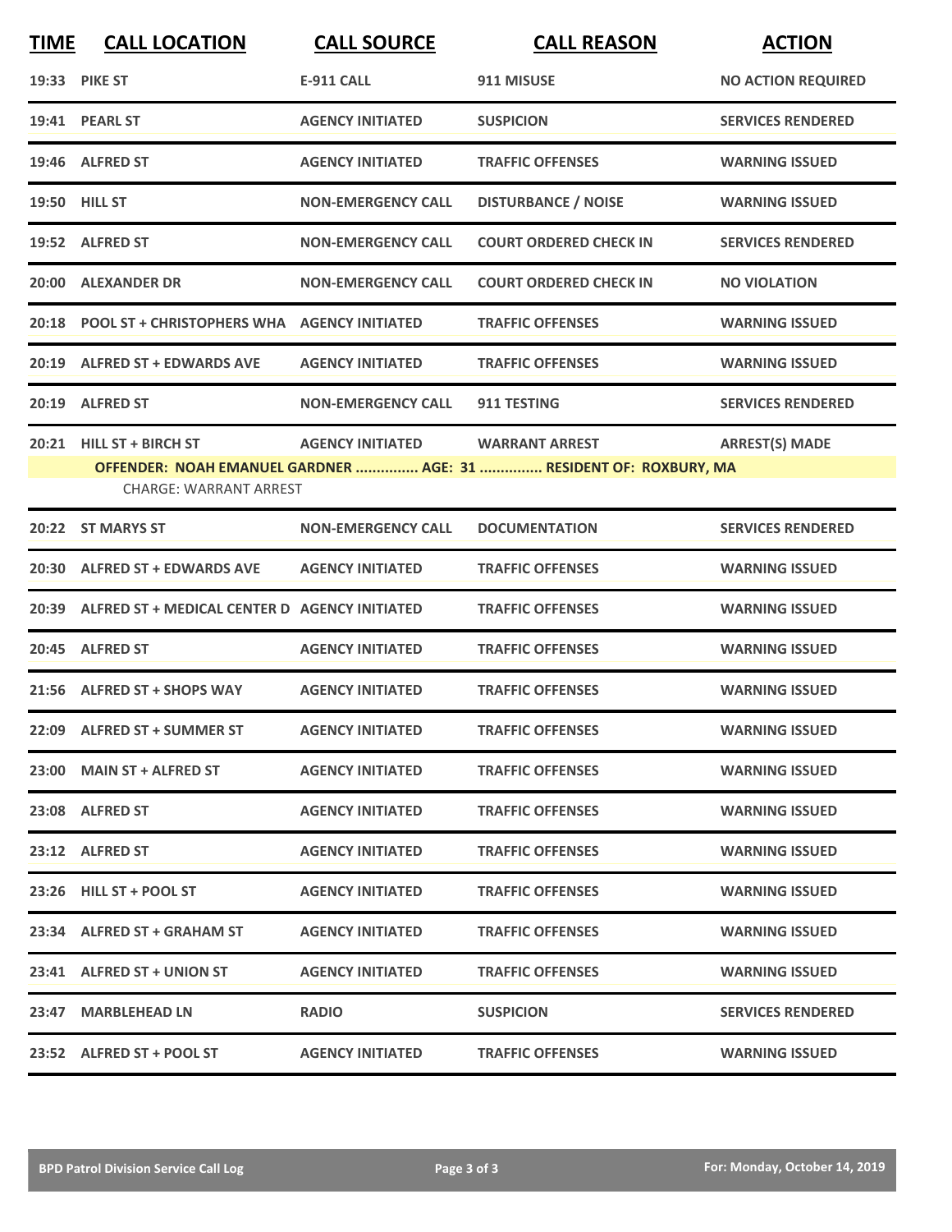| TIME | CALL LOCATION | CALL SOURCE | CALL REASON | ACTION |
|---|---|---|---|---|
| 19:33 | PIKE ST | E-911 CALL | 911 MISUSE | NO ACTION REQUIRED |
| 19:41 | PEARL ST | AGENCY INITIATED | SUSPICION | SERVICES RENDERED |
| 19:46 | ALFRED ST | AGENCY INITIATED | TRAFFIC OFFENSES | WARNING ISSUED |
| 19:50 | HILL ST | NON-EMERGENCY CALL | DISTURBANCE / NOISE | WARNING ISSUED |
| 19:52 | ALFRED ST | NON-EMERGENCY CALL | COURT ORDERED CHECK IN | SERVICES RENDERED |
| 20:00 | ALEXANDER DR | NON-EMERGENCY CALL | COURT ORDERED CHECK IN | NO VIOLATION |
| 20:18 | POOL ST + CHRISTOPHERS WHA | AGENCY INITIATED | TRAFFIC OFFENSES | WARNING ISSUED |
| 20:19 | ALFRED ST + EDWARDS AVE | AGENCY INITIATED | TRAFFIC OFFENSES | WARNING ISSUED |
| 20:19 | ALFRED ST | NON-EMERGENCY CALL | 911 TESTING | SERVICES RENDERED |
| 20:21 | HILL ST + BIRCH ST | AGENCY INITIATED | WARRANT ARREST | ARREST(S) MADE |
| | OFFENDER: NOAH EMANUEL GARDNER ............... AGE: 31 ............... RESIDENT OF: ROXBURY, MA | | | |
| | CHARGE: WARRANT ARREST | | | |
| 20:22 | ST MARYS ST | NON-EMERGENCY CALL | DOCUMENTATION | SERVICES RENDERED |
| 20:30 | ALFRED ST + EDWARDS AVE | AGENCY INITIATED | TRAFFIC OFFENSES | WARNING ISSUED |
| 20:39 | ALFRED ST + MEDICAL CENTER D | AGENCY INITIATED | TRAFFIC OFFENSES | WARNING ISSUED |
| 20:45 | ALFRED ST | AGENCY INITIATED | TRAFFIC OFFENSES | WARNING ISSUED |
| 21:56 | ALFRED ST + SHOPS WAY | AGENCY INITIATED | TRAFFIC OFFENSES | WARNING ISSUED |
| 22:09 | ALFRED ST + SUMMER ST | AGENCY INITIATED | TRAFFIC OFFENSES | WARNING ISSUED |
| 23:00 | MAIN ST + ALFRED ST | AGENCY INITIATED | TRAFFIC OFFENSES | WARNING ISSUED |
| 23:08 | ALFRED ST | AGENCY INITIATED | TRAFFIC OFFENSES | WARNING ISSUED |
| 23:12 | ALFRED ST | AGENCY INITIATED | TRAFFIC OFFENSES | WARNING ISSUED |
| 23:26 | HILL ST + POOL ST | AGENCY INITIATED | TRAFFIC OFFENSES | WARNING ISSUED |
| 23:34 | ALFRED ST + GRAHAM ST | AGENCY INITIATED | TRAFFIC OFFENSES | WARNING ISSUED |
| 23:41 | ALFRED ST + UNION ST | AGENCY INITIATED | TRAFFIC OFFENSES | WARNING ISSUED |
| 23:47 | MARBLEHEAD LN | RADIO | SUSPICION | SERVICES RENDERED |
| 23:52 | ALFRED ST + POOL ST | AGENCY INITIATED | TRAFFIC OFFENSES | WARNING ISSUED |